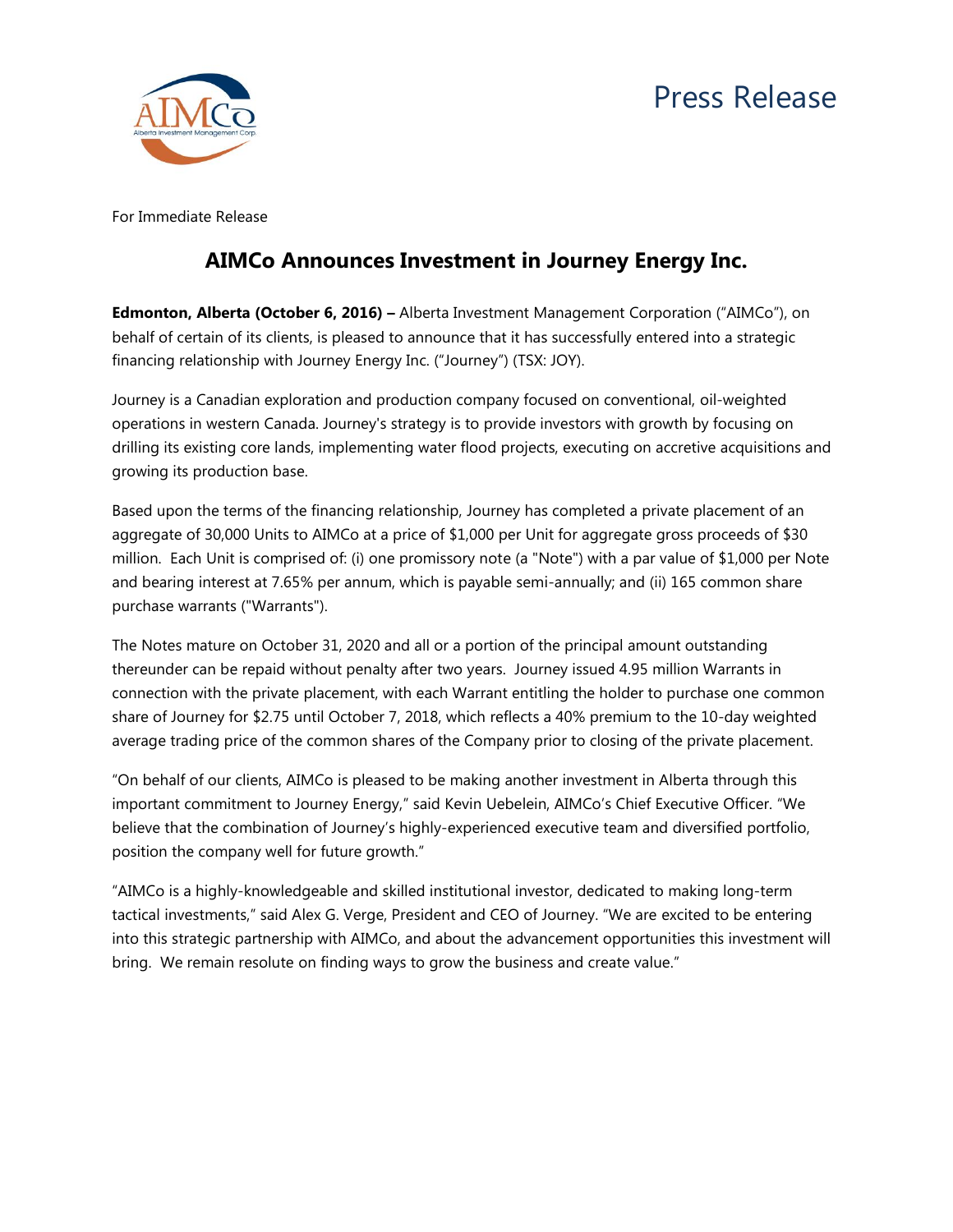Press Release

For Immediate Release

# AIMCo Announces Investment in Journey Energy Inc.

**Edmonton, Alberta (October 6, 2016) –** Alberta Investment Management Corporation ("AIMCo"), on behalf of certain of its clients, is pleased to announce that it has successfully entered into a strategic financing relationship with Journey Energy Inc. ("Journey") (TSX: JOY).

Journey is a Canadian exploration and production company focused on conventional, oil-weighted operations in western Canada. Journey's strategy is to provide investors with growth by focusing on drilling its existing core lands, implementing water flood projects, executing on accretive acquisitions and growing its production base.

Based upon the terms of the financing relationship, Journey has completed a private placement of an aggregate of 30,000 Units to AIMCo at a price of $1,000 per Unit for aggregate gross proceeds of $30 million. Each Unit is comprised of: (i) one promissory note (a "Note") with a par value of $1,000 per Note and bearing interest at 7.65% per annum, which is payable semi-annually; and (ii) 165 common share purchase warrants ("Warrants").

The Notes mature on October 31, 2020 and all or a portion of the principal amount outstanding thereunder can be repaid without penalty after two years. Journey issued 4.95 million Warrants in connection with the private placement, with each Warrant entitling the holder to purchase one common share of Journey for $2.75 until October 7, 2018, which reflects a 40% premium to the 10-day weighted average trading price of the common shares of the Company prior to closing of the private placement.

"On behalf of our clients, AIMCo is pleased to be making another investment in Alberta through this important commitment to Journey Energy," said Kevin Uebelein, AIMCo's Chief Executive Officer. "We believe that the combination of Journey's highly-experienced executive team and diversified portfolio, position the company well for future growth."

"AIMCo is a highly-knowledgeable and skilled institutional investor, dedicated to making long-term tactical investments," said Alex G. Verge, President and CEO of Journey. "We are excited to be entering into this strategic partnership with AIMCo, and about the advancement opportunities this investment will bring. We remain resolute on finding ways to grow the business and create value."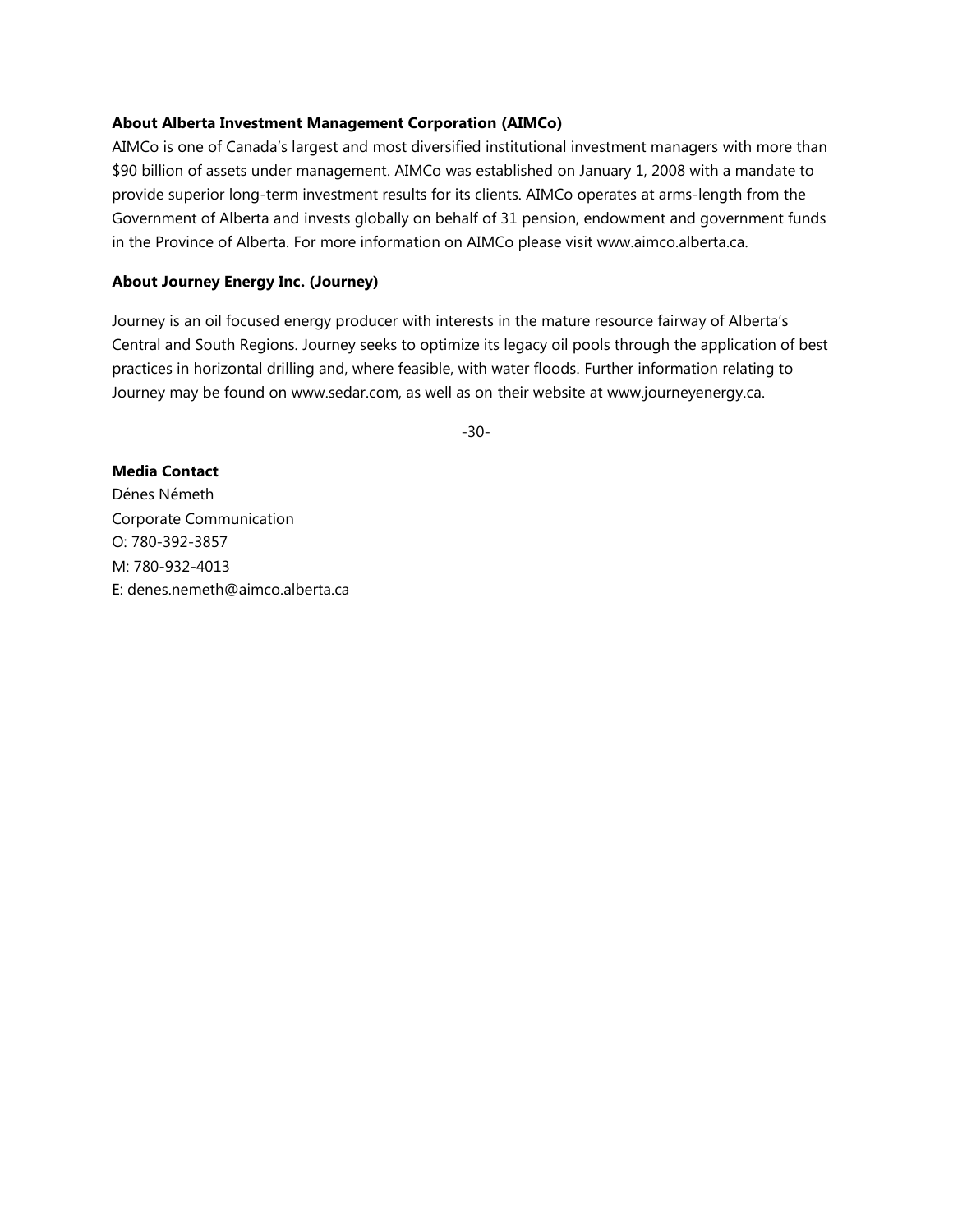**About Alberta Investment Management Corporation (AIMCo)**

AIMCo is one of Canada's largest and most diversified institutional investment managers with more than $90 billion of assets under management. AIMCo was established on January 1, 2008 with a mandate to provide superior long-term investment results for its clients. AIMCo operates at arms-length from the Government of Alberta and invests globally on behalf of 31 pension, endowment and government funds in the Province of Alberta. For more information on AIMCo please visit www.aimco.alberta.ca.

**About Journey Energy Inc. (Journey)**

Journey is an oil focused energy producer with interests in the mature resource fairway of Alberta's Central and South Regions. Journey seeks to optimize its legacy oil pools through the application of best practices in horizontal drilling and, where feasible, with water floods. Further information relating to Journey may be found on www.sedar.com, as well as on their website at www.journeyenergy.ca.

-30-

**Media Contact**

Dénes Németh
Corporate Communication
O: 780-392-3857
M: 780-932-4013
E: denes.nemeth@aimco.alberta.ca